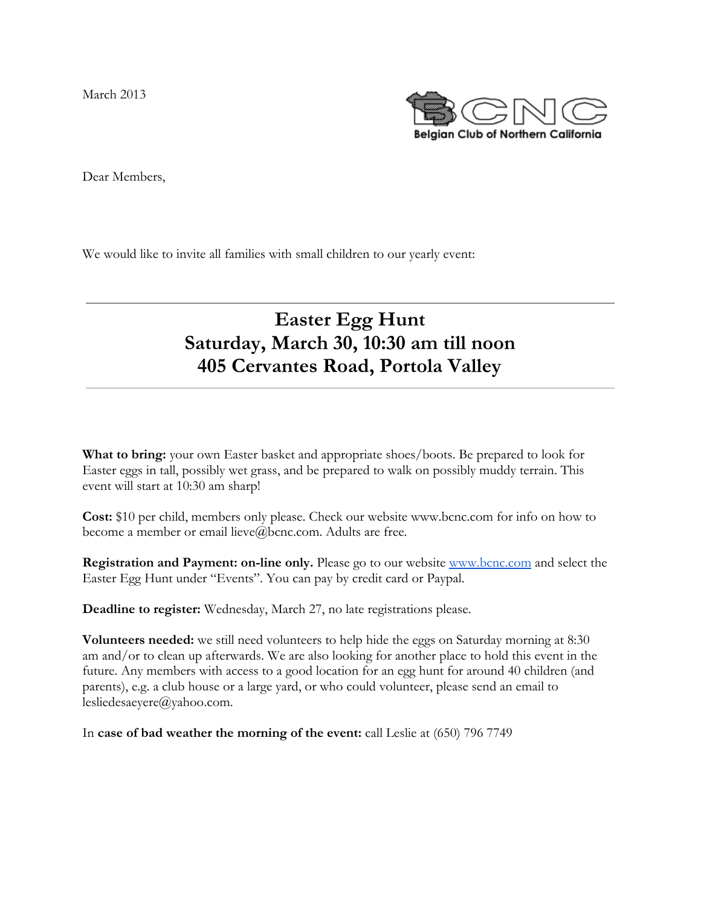March 2013

BCNC
Belgian Club of Northern California

Dear Members,

We would like to invite all families with small children to our yearly event:

---

# Easter Egg Hunt
# Saturday, March 30, 10:30 am till noon
# 405 Cervantes Road, Portola Valley

---

**What to bring:** your own Easter basket and appropriate shoes/boots. Be prepared to look for Easter eggs in tall, possibly wet grass, and be prepared to walk on possibly muddy terrain. This event will start at 10:30 am sharp!

**Cost:** $10 per child, members only please. Check our website www.bcnc.com for info on how to become a member or email lieve@bcnc.com. Adults are free.

**Registration and Payment: on-line only.** Please go to our website [www.bcnc.com](www.bcnc.com) and select the Easter Egg Hunt under "Events". You can pay by credit card or Paypal.

**Deadline to register:** Wednesday, March 27, no late registrations please.

**Volunteers needed:** we still need volunteers to help hide the eggs on Saturday morning at 8:30 am and/or to clean up afterwards. We are also looking for another place to hold this event in the future. Any members with access to a good location for an egg hunt for around 40 children (and parents), e.g. a club house or a large yard, or who could volunteer, please send an email to lesliedesaeyere@yahoo.com.

In **case of bad weather the morning of the event:** call Leslie at (650) 796 7749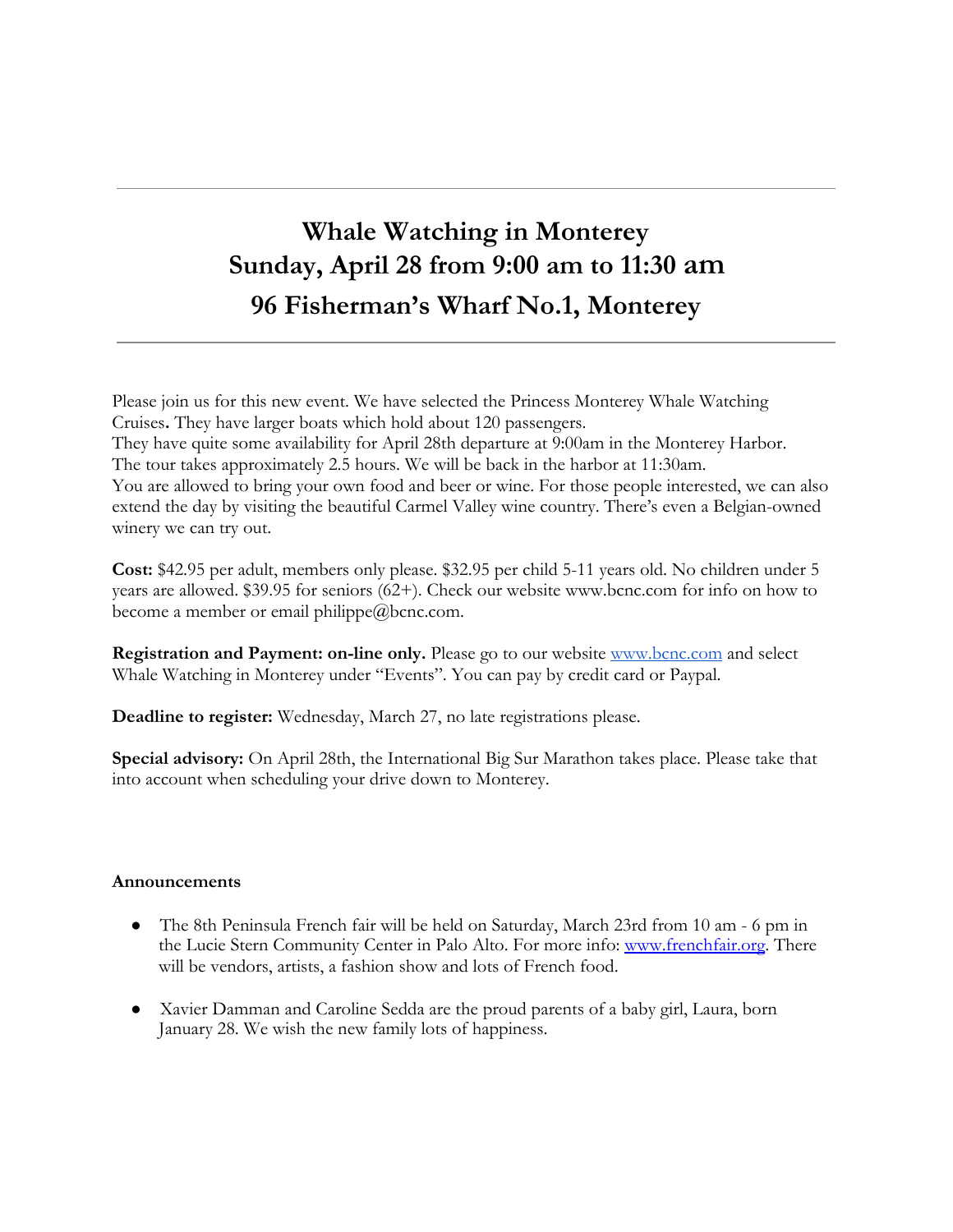# Whale Watching in Monterey
# Sunday, April 28 from 9:00 am to 11:30 am
## 96 Fisherman's Wharf No.1, Monterey

---

Please join us for this new event. We have selected the Princess Monterey Whale Watching Cruises**.** They have larger boats which hold about 120 passengers.
They have quite some availability for April 28th departure at 9:00am in the Monterey Harbor.
The tour takes approximately 2.5 hours. We will be back in the harbor at 11:30am.
You are allowed to bring your own food and beer or wine. For those people interested, we can also extend the day by visiting the beautiful Carmel Valley wine country. There's even a Belgian-owned winery we can try out.

**Cost:** $42.95 per adult, members only please. $32.95 per child 5-11 years old. No children under 5 years are allowed. $39.95 for seniors (62+). Check our website www.bcnc.com for info on how to become a member or email philippe@bcnc.com.

**Registration and Payment: on-line only.** Please go to our website [www.bcnc.com](http://www.bcnc.com) and select Whale Watching in Monterey under "Events". You can pay by credit card or Paypal.

**Deadline to register:** Wednesday, March 27, no late registrations please.

**Special advisory:** On April 28th, the International Big Sur Marathon takes place. Please take that into account when scheduling your drive down to Monterey.

**Announcements**

- The 8th Peninsula French fair will be held on Saturday, March 23rd from 10 am - 6 pm in the Lucie Stern Community Center in Palo Alto. For more info: [www.frenchfair.org](http://www.frenchfair.org). There will be vendors, artists, a fashion show and lots of French food.

- Xavier Damman and Caroline Sedda are the proud parents of a baby girl, Laura, born January 28. We wish the new family lots of happiness.